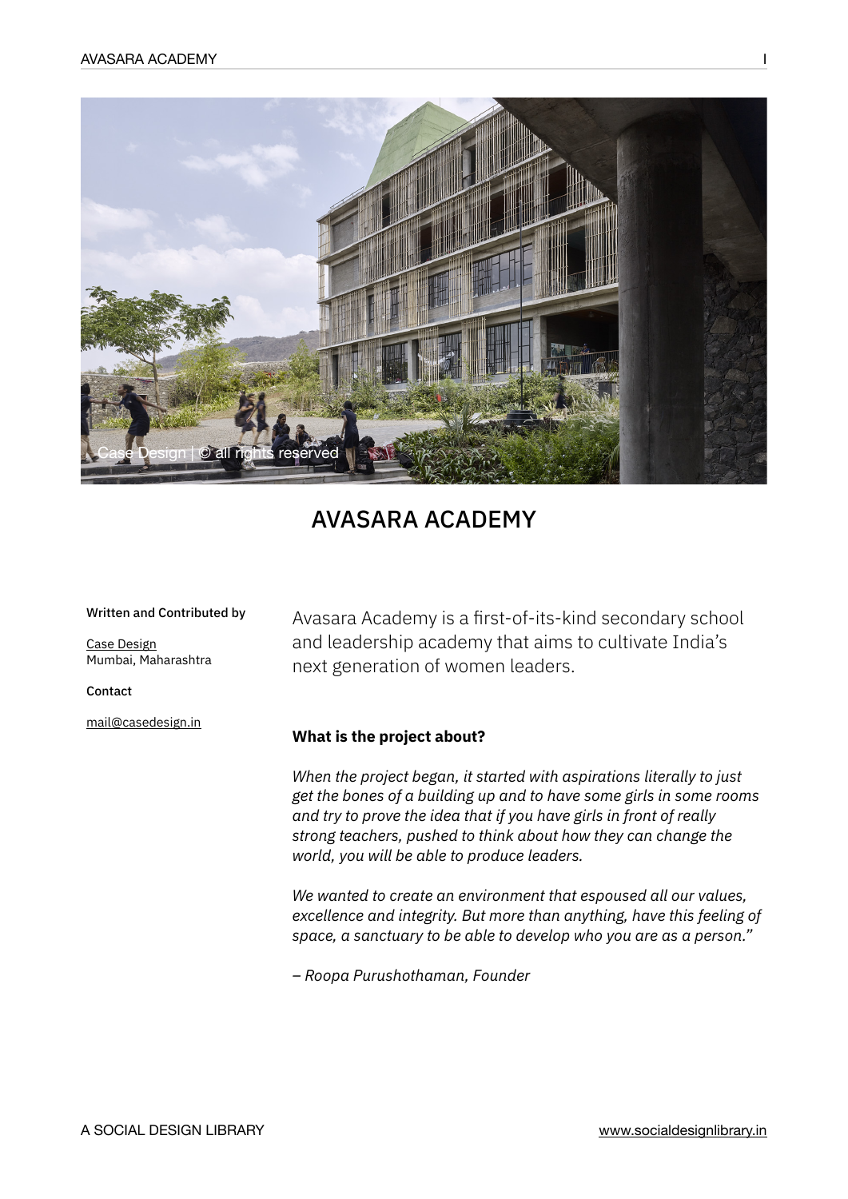Case Design | © all rights reserved

# AVASARA ACADEMY

**Written and Contributed by**

Case Design
Mumbai, Maharashtra

**Contact**

mail@casedesign.in

Avasara Academy is a first-of-its-kind secondary school and leadership academy that aims to cultivate India's next generation of women leaders.

### What is the project about?

*When the project began, it started with aspirations literally to just get the bones of a building up and to have some girls in some rooms and try to prove the idea that if you have girls in front of really strong teachers, pushed to think about how they can change the world, you will be able to produce leaders.*

*We wanted to create an environment that espoused all our values, excellence and integrity. But more than anything, have this feeling of space, a sanctuary to be able to develop who you are as a person."*

*– Roopa Purushothaman, Founder*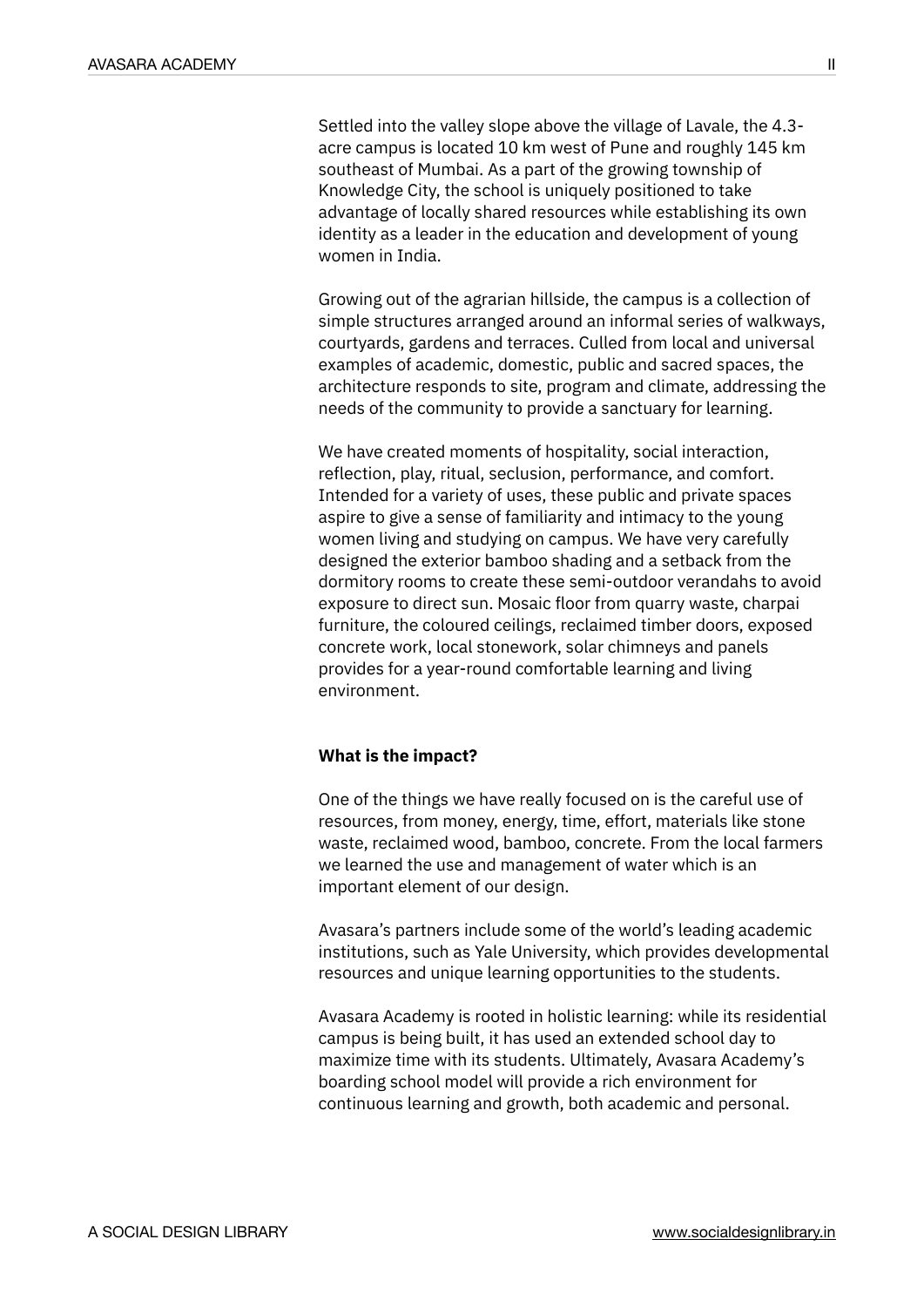Settled into the valley slope above the village of Lavale, the 4.3-acre campus is located 10 km west of Pune and roughly 145 km southeast of Mumbai. As a part of the growing township of Knowledge City, the school is uniquely positioned to take advantage of locally shared resources while establishing its own identity as a leader in the education and development of young women in India.

Growing out of the agrarian hillside, the campus is a collection of simple structures arranged around an informal series of walkways, courtyards, gardens and terraces. Culled from local and universal examples of academic, domestic, public and sacred spaces, the architecture responds to site, program and climate, addressing the needs of the community to provide a sanctuary for learning.

We have created moments of hospitality, social interaction, reflection, play, ritual, seclusion, performance, and comfort. Intended for a variety of uses, these public and private spaces aspire to give a sense of familiarity and intimacy to the young women living and studying on campus. We have very carefully designed the exterior bamboo shading and a setback from the dormitory rooms to create these semi-outdoor verandahs to avoid exposure to direct sun. Mosaic floor from quarry waste, charpai furniture, the coloured ceilings, reclaimed timber doors, exposed concrete work, local stonework, solar chimneys and panels provides for a year-round comfortable learning and living environment.

**What is the impact?**

One of the things we have really focused on is the careful use of resources, from money, energy, time, effort, materials like stone waste, reclaimed wood, bamboo, concrete. From the local farmers we learned the use and management of water which is an important element of our design.

Avasara's partners include some of the world's leading academic institutions, such as Yale University, which provides developmental resources and unique learning opportunities to the students.

Avasara Academy is rooted in holistic learning: while its residential campus is being built, it has used an extended school day to maximize time with its students. Ultimately, Avasara Academy's boarding school model will provide a rich environment for continuous learning and growth, both academic and personal.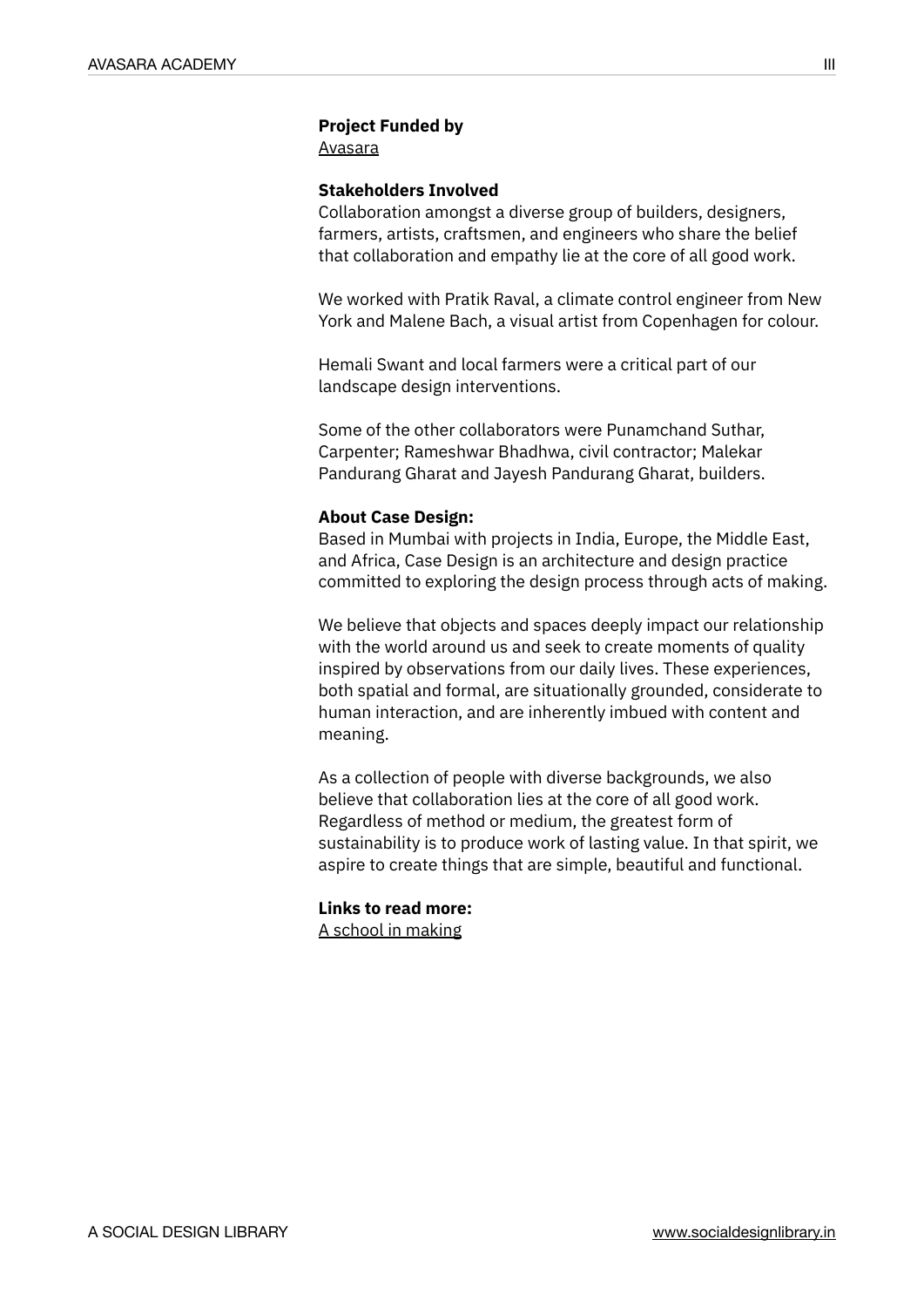**Project Funded by**
Avasara

**Stakeholders Involved**
Collaboration amongst a diverse group of builders, designers, farmers, artists, craftsmen, and engineers who share the belief that collaboration and empathy lie at the core of all good work.

We worked with Pratik Raval, a climate control engineer from New York and Malene Bach, a visual artist from Copenhagen for colour.

Hemali Swant and local farmers were a critical part of our landscape design interventions.

Some of the other collaborators were Punamchand Suthar, Carpenter; Rameshwar Bhadhwa, civil contractor; Malekar Pandurang Gharat and Jayesh Pandurang Gharat, builders.

**About Case Design:**
Based in Mumbai with projects in India, Europe, the Middle East, and Africa, Case Design is an architecture and design practice committed to exploring the design process through acts of making.

We believe that objects and spaces deeply impact our relationship with the world around us and seek to create moments of quality inspired by observations from our daily lives. These experiences, both spatial and formal, are situationally grounded, considerate to human interaction, and are inherently imbued with content and meaning.

As a collection of people with diverse backgrounds, we also believe that collaboration lies at the core of all good work. Regardless of method or medium, the greatest form of sustainability is to produce work of lasting value. In that spirit, we aspire to create things that are simple, beautiful and functional.

**Links to read more:**
A school in making